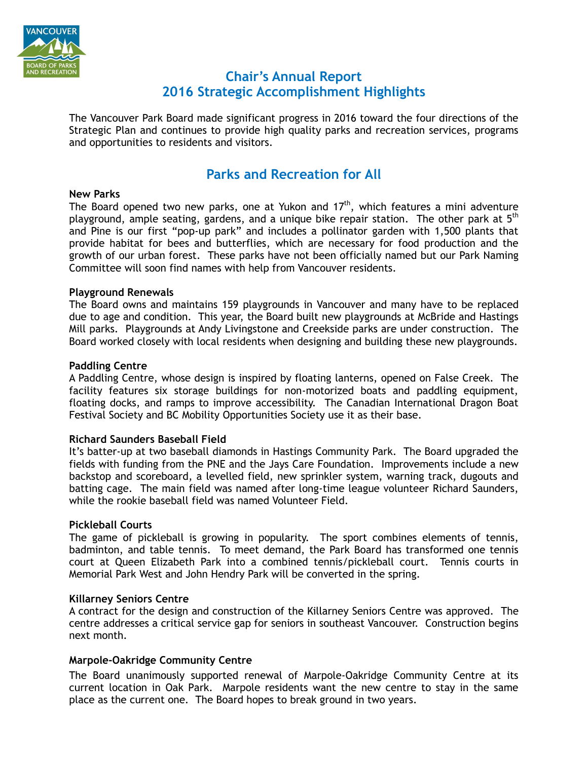# Chair's Annual Report
# 2016 Strategic Accomplishment Highlights

The Vancouver Park Board made significant progress in 2016 toward the four directions of the Strategic Plan and continues to provide high quality parks and recreation services, programs and opportunities to residents and visitors.

## Parks and Recreation for All

**New Parks**

The Board opened two new parks, one at Yukon and 17th, which features a mini adventure playground, ample seating, gardens, and a unique bike repair station. The other park at 5th and Pine is our first "pop-up park" and includes a pollinator garden with 1,500 plants that provide habitat for bees and butterflies, which are necessary for food production and the growth of our urban forest. These parks have not been officially named but our Park Naming Committee will soon find names with help from Vancouver residents.

**Playground Renewals**

The Board owns and maintains 159 playgrounds in Vancouver and many have to be replaced due to age and condition. This year, the Board built new playgrounds at McBride and Hastings Mill parks. Playgrounds at Andy Livingstone and Creekside parks are under construction. The Board worked closely with local residents when designing and building these new playgrounds.

**Paddling Centre**

A Paddling Centre, whose design is inspired by floating lanterns, opened on False Creek. The facility features six storage buildings for non-motorized boats and paddling equipment, floating docks, and ramps to improve accessibility. The Canadian International Dragon Boat Festival Society and BC Mobility Opportunities Society use it as their base.

**Richard Saunders Baseball Field**

It's batter-up at two baseball diamonds in Hastings Community Park. The Board upgraded the fields with funding from the PNE and the Jays Care Foundation. Improvements include a new backstop and scoreboard, a levelled field, new sprinkler system, warning track, dugouts and batting cage. The main field was named after long-time league volunteer Richard Saunders, while the rookie baseball field was named Volunteer Field.

**Pickleball Courts**

The game of pickleball is growing in popularity. The sport combines elements of tennis, badminton, and table tennis. To meet demand, the Park Board has transformed one tennis court at Queen Elizabeth Park into a combined tennis/pickleball court. Tennis courts in Memorial Park West and John Hendry Park will be converted in the spring.

**Killarney Seniors Centre**

A contract for the design and construction of the Killarney Seniors Centre was approved. The centre addresses a critical service gap for seniors in southeast Vancouver. Construction begins next month.

**Marpole-Oakridge Community Centre**

The Board unanimously supported renewal of Marpole-Oakridge Community Centre at its current location in Oak Park. Marpole residents want the new centre to stay in the same place as the current one. The Board hopes to break ground in two years.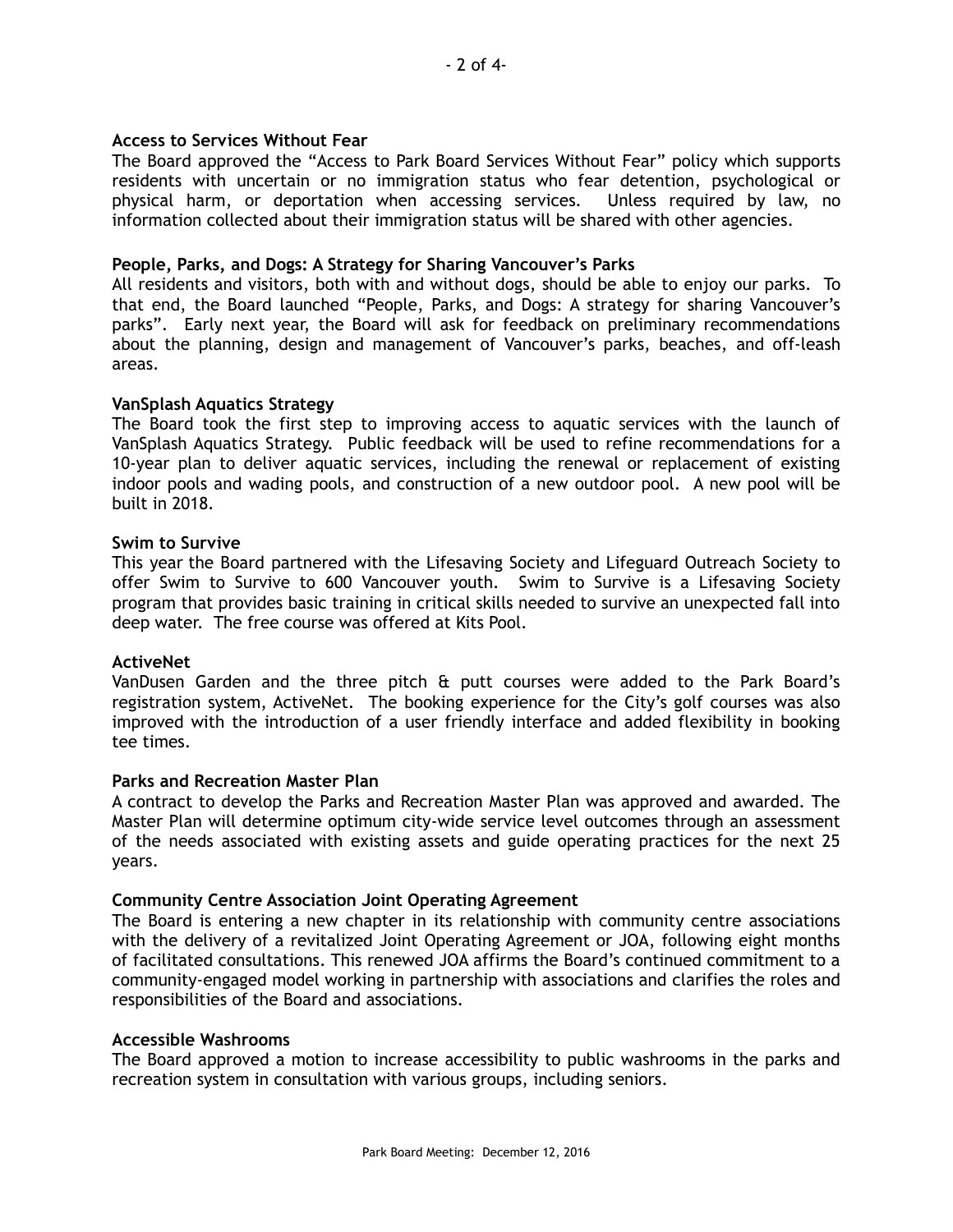**Access to Services Without Fear**
The Board approved the "Access to Park Board Services Without Fear" policy which supports residents with uncertain or no immigration status who fear detention, psychological or physical harm, or deportation when accessing services. Unless required by law, no information collected about their immigration status will be shared with other agencies.

**People, Parks, and Dogs: A Strategy for Sharing Vancouver's Parks**
All residents and visitors, both with and without dogs, should be able to enjoy our parks. To that end, the Board launched "People, Parks, and Dogs: A strategy for sharing Vancouver's parks". Early next year, the Board will ask for feedback on preliminary recommendations about the planning, design and management of Vancouver's parks, beaches, and off-leash areas.

**VanSplash Aquatics Strategy**
The Board took the first step to improving access to aquatic services with the launch of VanSplash Aquatics Strategy. Public feedback will be used to refine recommendations for a 10-year plan to deliver aquatic services, including the renewal or replacement of existing indoor pools and wading pools, and construction of a new outdoor pool. A new pool will be built in 2018.

**Swim to Survive**
This year the Board partnered with the Lifesaving Society and Lifeguard Outreach Society to offer Swim to Survive to 600 Vancouver youth. Swim to Survive is a Lifesaving Society program that provides basic training in critical skills needed to survive an unexpected fall into deep water. The free course was offered at Kits Pool.

**ActiveNet**
VanDusen Garden and the three pitch & putt courses were added to the Park Board's registration system, ActiveNet. The booking experience for the City's golf courses was also improved with the introduction of a user friendly interface and added flexibility in booking tee times.

**Parks and Recreation Master Plan**
A contract to develop the Parks and Recreation Master Plan was approved and awarded. The Master Plan will determine optimum city-wide service level outcomes through an assessment of the needs associated with existing assets and guide operating practices for the next 25 years.

**Community Centre Association Joint Operating Agreement**
The Board is entering a new chapter in its relationship with community centre associations with the delivery of a revitalized Joint Operating Agreement or JOA, following eight months of facilitated consultations. This renewed JOA affirms the Board's continued commitment to a community-engaged model working in partnership with associations and clarifies the roles and responsibilities of the Board and associations.

**Accessible Washrooms**
The Board approved a motion to increase accessibility to public washrooms in the parks and recreation system in consultation with various groups, including seniors.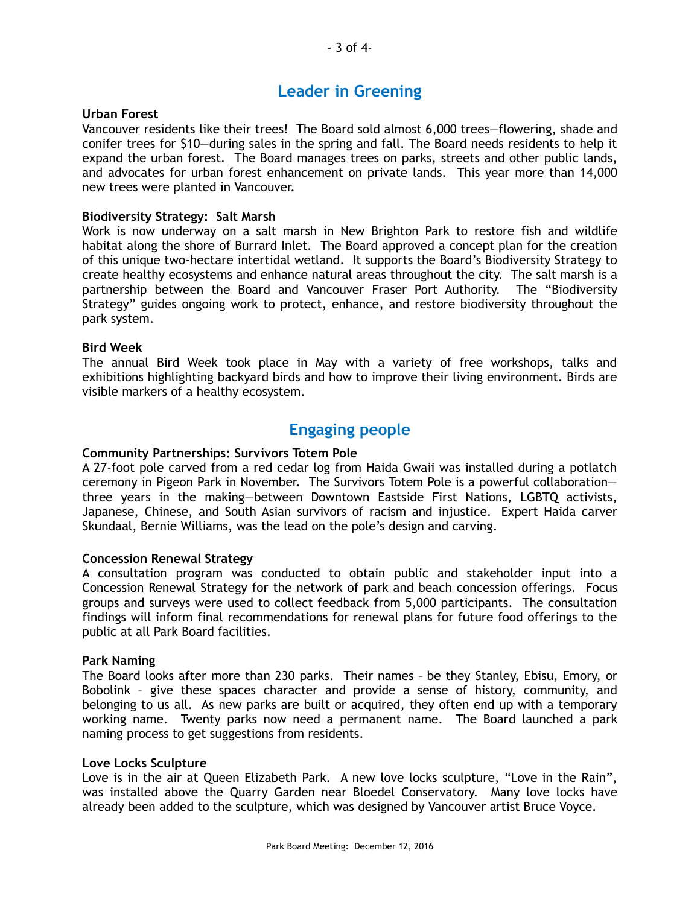## Leader in Greening

**Urban Forest**

Vancouver residents like their trees! The Board sold almost 6,000 trees—flowering, shade and conifer trees for $10—during sales in the spring and fall. The Board needs residents to help it expand the urban forest. The Board manages trees on parks, streets and other public lands, and advocates for urban forest enhancement on private lands. This year more than 14,000 new trees were planted in Vancouver.

**Biodiversity Strategy: Salt Marsh**

Work is now underway on a salt marsh in New Brighton Park to restore fish and wildlife habitat along the shore of Burrard Inlet. The Board approved a concept plan for the creation of this unique two-hectare intertidal wetland. It supports the Board's Biodiversity Strategy to create healthy ecosystems and enhance natural areas throughout the city. The salt marsh is a partnership between the Board and Vancouver Fraser Port Authority. The "Biodiversity Strategy" guides ongoing work to protect, enhance, and restore biodiversity throughout the park system.

**Bird Week**

The annual Bird Week took place in May with a variety of free workshops, talks and exhibitions highlighting backyard birds and how to improve their living environment. Birds are visible markers of a healthy ecosystem.

## Engaging people

**Community Partnerships: Survivors Totem Pole**

A 27-foot pole carved from a red cedar log from Haida Gwaii was installed during a potlatch ceremony in Pigeon Park in November. The Survivors Totem Pole is a powerful collaboration—three years in the making—between Downtown Eastside First Nations, LGBTQ activists, Japanese, Chinese, and South Asian survivors of racism and injustice. Expert Haida carver Skundaal, Bernie Williams, was the lead on the pole's design and carving.

**Concession Renewal Strategy**

A consultation program was conducted to obtain public and stakeholder input into a Concession Renewal Strategy for the network of park and beach concession offerings. Focus groups and surveys were used to collect feedback from 5,000 participants. The consultation findings will inform final recommendations for renewal plans for future food offerings to the public at all Park Board facilities.

**Park Naming**

The Board looks after more than 230 parks. Their names – be they Stanley, Ebisu, Emory, or Bobolink – give these spaces character and provide a sense of history, community, and belonging to us all. As new parks are built or acquired, they often end up with a temporary working name. Twenty parks now need a permanent name. The Board launched a park naming process to get suggestions from residents.

**Love Locks Sculpture**

Love is in the air at Queen Elizabeth Park. A new love locks sculpture, "Love in the Rain", was installed above the Quarry Garden near Bloedel Conservatory. Many love locks have already been added to the sculpture, which was designed by Vancouver artist Bruce Voyce.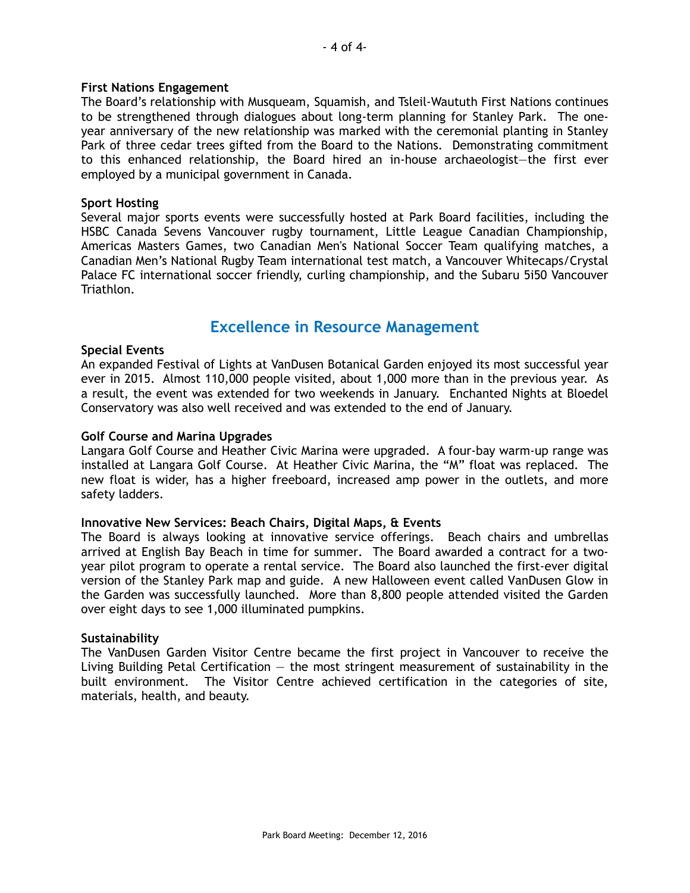**First Nations Engagement**

The Board's relationship with Musqueam, Squamish, and Tsleil-Waututh First Nations continues to be strengthened through dialogues about long-term planning for Stanley Park. The one-year anniversary of the new relationship was marked with the ceremonial planting in Stanley Park of three cedar trees gifted from the Board to the Nations. Demonstrating commitment to this enhanced relationship, the Board hired an in-house archaeologist—the first ever employed by a municipal government in Canada.

**Sport Hosting**

Several major sports events were successfully hosted at Park Board facilities, including the HSBC Canada Sevens Vancouver rugby tournament, Little League Canadian Championship, Americas Masters Games, two Canadian Men's National Soccer Team qualifying matches, a Canadian Men's National Rugby Team international test match, a Vancouver Whitecaps/Crystal Palace FC international soccer friendly, curling championship, and the Subaru 5i50 Vancouver Triathlon.

## Excellence in Resource Management

**Special Events**

An expanded Festival of Lights at VanDusen Botanical Garden enjoyed its most successful year ever in 2015. Almost 110,000 people visited, about 1,000 more than in the previous year. As a result, the event was extended for two weekends in January. Enchanted Nights at Bloedel Conservatory was also well received and was extended to the end of January.

**Golf Course and Marina Upgrades**

Langara Golf Course and Heather Civic Marina were upgraded. A four-bay warm-up range was installed at Langara Golf Course. At Heather Civic Marina, the "M" float was replaced. The new float is wider, has a higher freeboard, increased amp power in the outlets, and more safety ladders.

**Innovative New Services: Beach Chairs, Digital Maps, & Events**

The Board is always looking at innovative service offerings. Beach chairs and umbrellas arrived at English Bay Beach in time for summer. The Board awarded a contract for a two-year pilot program to operate a rental service. The Board also launched the first-ever digital version of the Stanley Park map and guide. A new Halloween event called VanDusen Glow in the Garden was successfully launched. More than 8,800 people attended visited the Garden over eight days to see 1,000 illuminated pumpkins.

**Sustainability**

The VanDusen Garden Visitor Centre became the first project in Vancouver to receive the Living Building Petal Certification — the most stringent measurement of sustainability in the built environment. The Visitor Centre achieved certification in the categories of site, materials, health, and beauty.